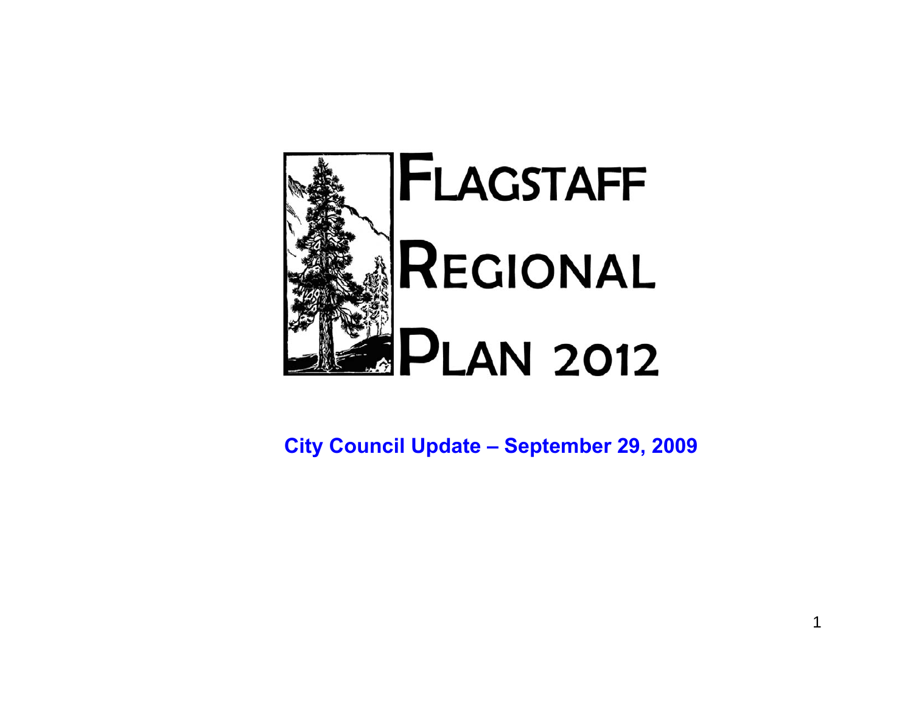# FLAGSTAFF REGIONAL PLAN 2012

**City Council Update – September 29, 2009**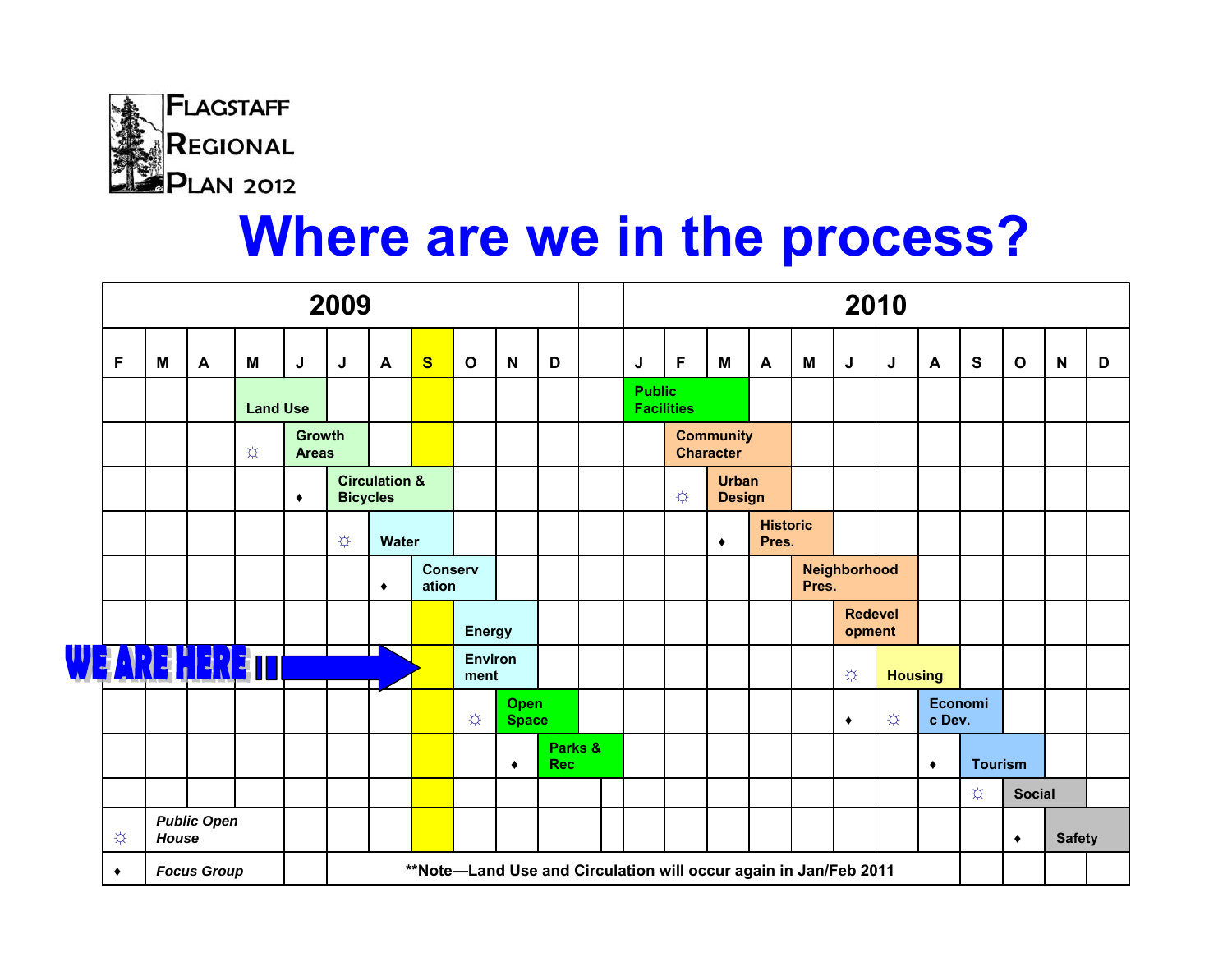# Flagstaff Regional Plan 2012

# Where are we in the process?

**WE ARE HERE !!** → S (September 2009)

| 2009 | | | | | | | | | | | | 2010 | | | | | | | | | | | |
|---|---|---|---|---|---|---|---|---|---|---|---|---|---|---|---|---|---|---|---|---|---|---|---|
| F | M | A | M | J | J | A | S | O | N | D | | J | F | M | A | M | J | J | A | S | O | N | D |
| | | | Land Use | Land Use | | | | | | | | Public Facilities | Public Facilities | Public Facilities | | | | | | | | | |
| | | | ☼ | Growth Areas | Growth Areas | | | | | | | | Community Character | Community Character | Community Character | | | | | | | | |
| | | | | ♦ | Circulation & Bicycles | Circulation & Bicycles | Circulation & Bicycles | | | | | | ☼ | Urban Design | Urban Design | | | | | | | | |
| | | | | | ☼ | Water | Water | | | | | | | ♦ | Historic Pres. | Historic Pres. | | | | | | | |
| | | | | | | ♦ | Conservation | Conservation | | | | | | | | Neighborhood Pres. | Neighborhood Pres. | Neighborhood Pres. | | | | | |
| | | | | | | | | Energy | Energy | | | | | | | | Redevelopment | Redevelopment | | | | | |
| | | | | | | | | Environment | Environment | | | | | | | | ☼ | Housing | Housing | | | | |
| | | | | | | | | ☼ | Open Space | Open Space | | | | | | | ♦ | ☼ | Economic Dev. | Economic Dev. | | | |
| | | | | | | | | | ♦ | Parks & Rec | Parks & Rec | | | | | | | | ♦ | Tourism | Tourism | | |
| | | | | | | | | | | | | | | | | | | | | ☼ | Social | Social | |
| | | | | | | | | | | | | | | | | | | | | | ♦ | Safety | Safety |

☼ *Public Open House*

♦ *Focus Group*

**Note—Land Use and Circulation will occur again in Jan/Feb 2011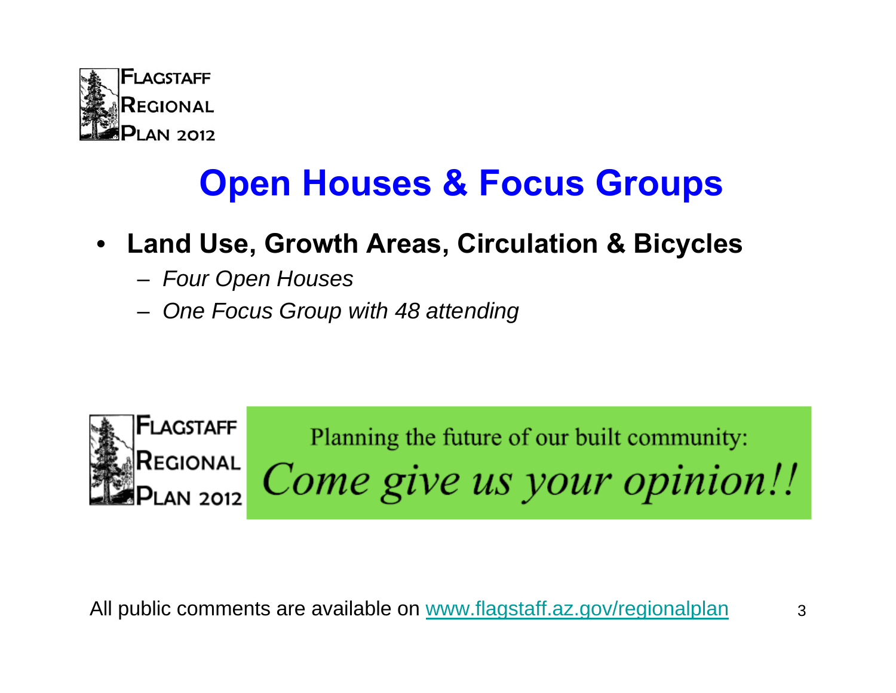FLAGSTAFF
REGIONAL
PLAN 2012

# Open Houses & Focus Groups

- **Land Use, Growth Areas, Circulation & Bicycles**
  - *Four Open Houses*
  - *One Focus Group with 48 attending*

FLAGSTAFF
REGIONAL
PLAN 2012

Planning the future of our built community:

*Come give us your opinion!!*

All public comments are available on www.flagstaff.az.gov/regionalplan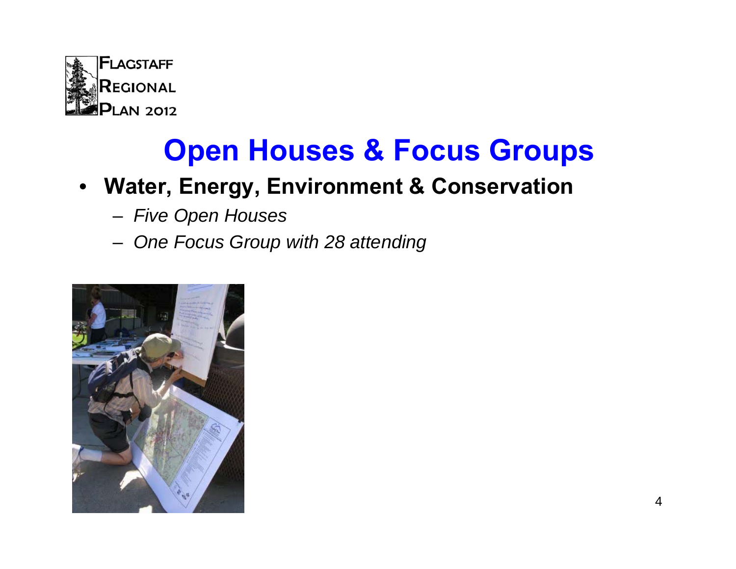# Open Houses & Focus Groups

- **Water, Energy, Environment & Conservation**
  - *Five Open Houses*
  - *One Focus Group with 28 attending*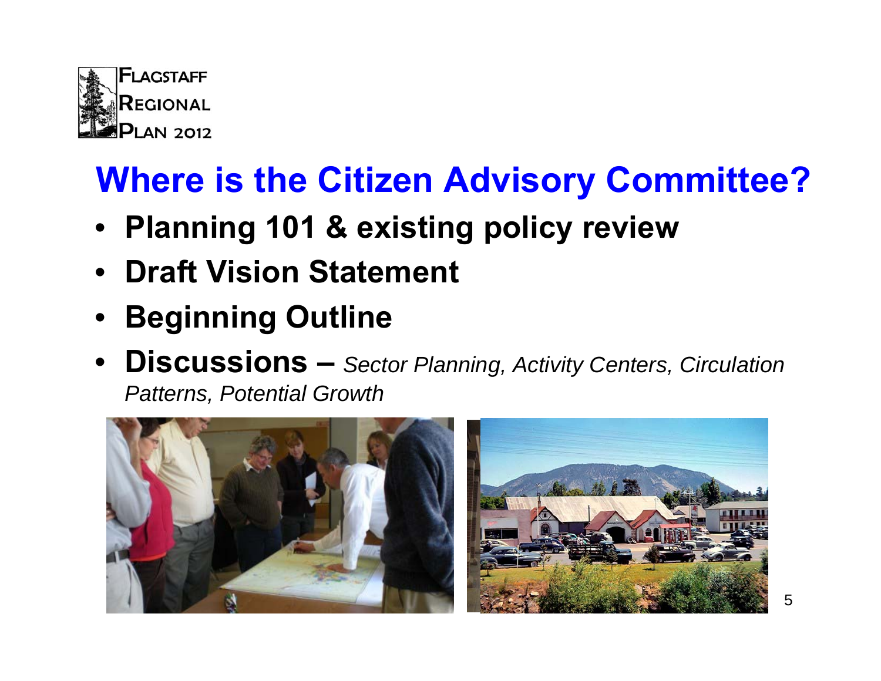FLAGSTAFF REGIONAL PLAN 2012

# Where is the Citizen Advisory Committee?

- **Planning 101 & existing policy review**
- **Draft Vision Statement**
- **Beginning Outline**
- **Discussions –** *Sector Planning, Activity Centers, Circulation Patterns, Potential Growth*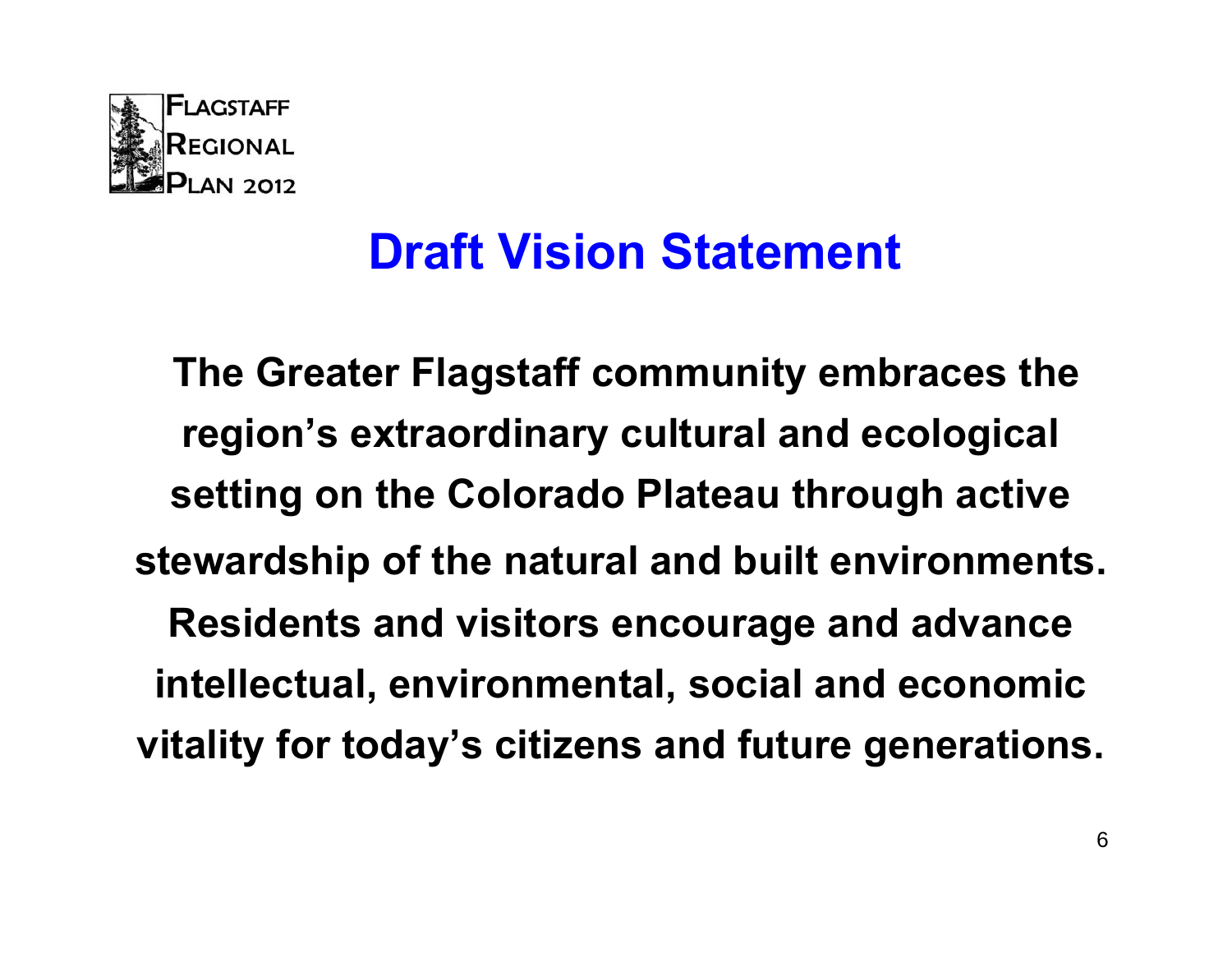FLAGSTAFF REGIONAL PLAN 2012

# Draft Vision Statement

**The Greater Flagstaff community embraces the region's extraordinary cultural and ecological setting on the Colorado Plateau through active stewardship of the natural and built environments. Residents and visitors encourage and advance intellectual, environmental, social and economic vitality for today's citizens and future generations.**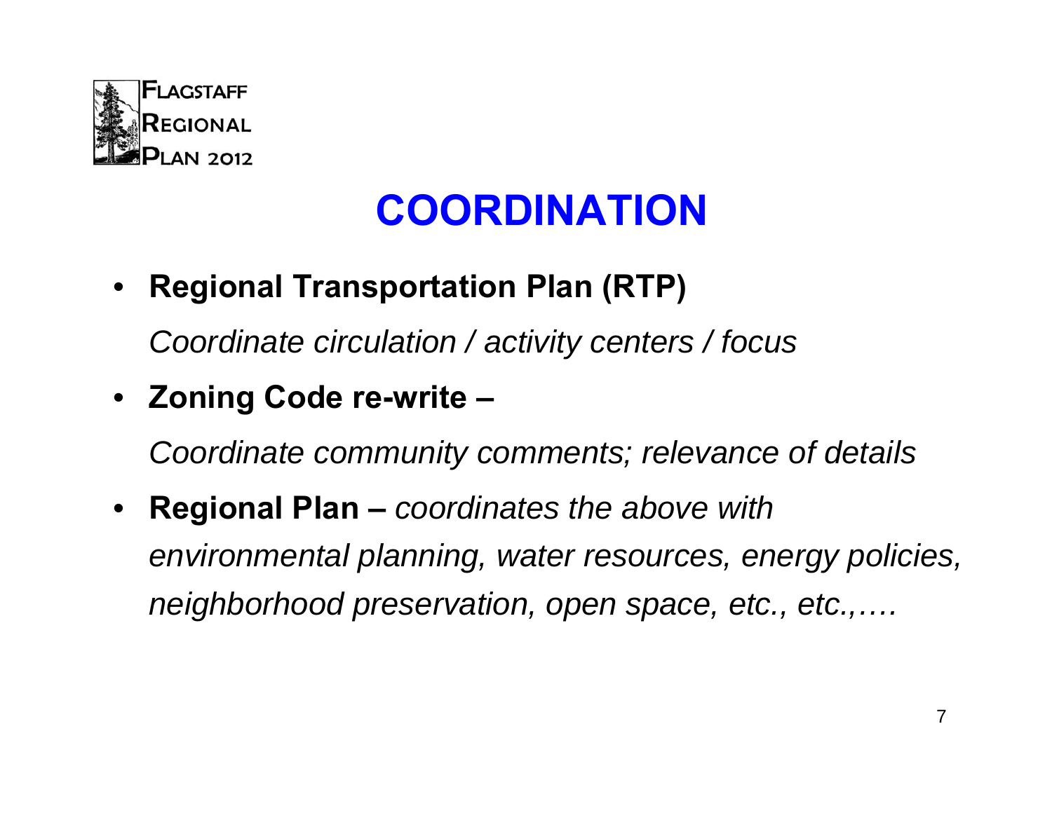FLAGSTAFF REGIONAL PLAN 2012

# COORDINATION

- **Regional Transportation Plan (RTP)**

  *Coordinate circulation / activity centers / focus*

- **Zoning Code re-write –**

  *Coordinate community comments; relevance of details*

- **Regional Plan –** *coordinates the above with environmental planning, water resources, energy policies, neighborhood preservation, open space, etc., etc.,….*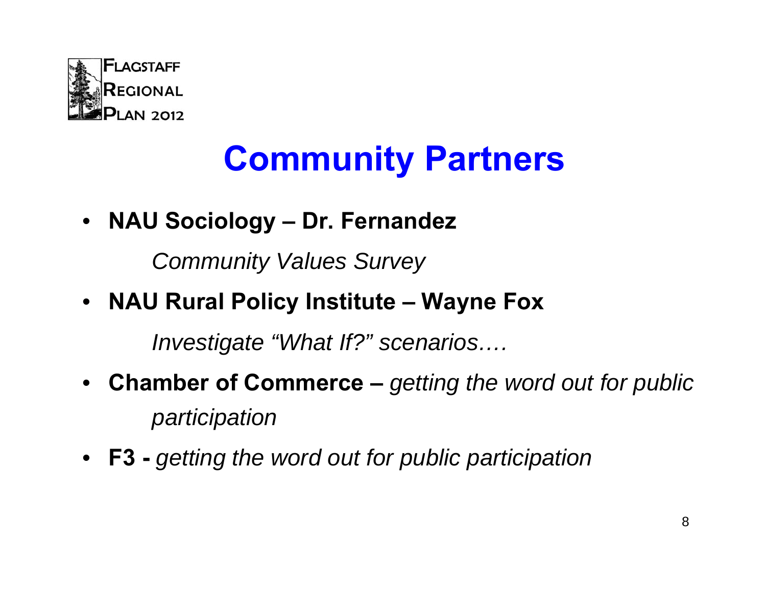FLAGSTAFF REGIONAL PLAN 2012

# Community Partners

- **NAU Sociology – Dr. Fernandez**

  *Community Values Survey*

- **NAU Rural Policy Institute – Wayne Fox**

  *Investigate "What If?" scenarios….*

- **Chamber of Commerce –** *getting the word out for public participation*

- **F3 -** *getting the word out for public participation*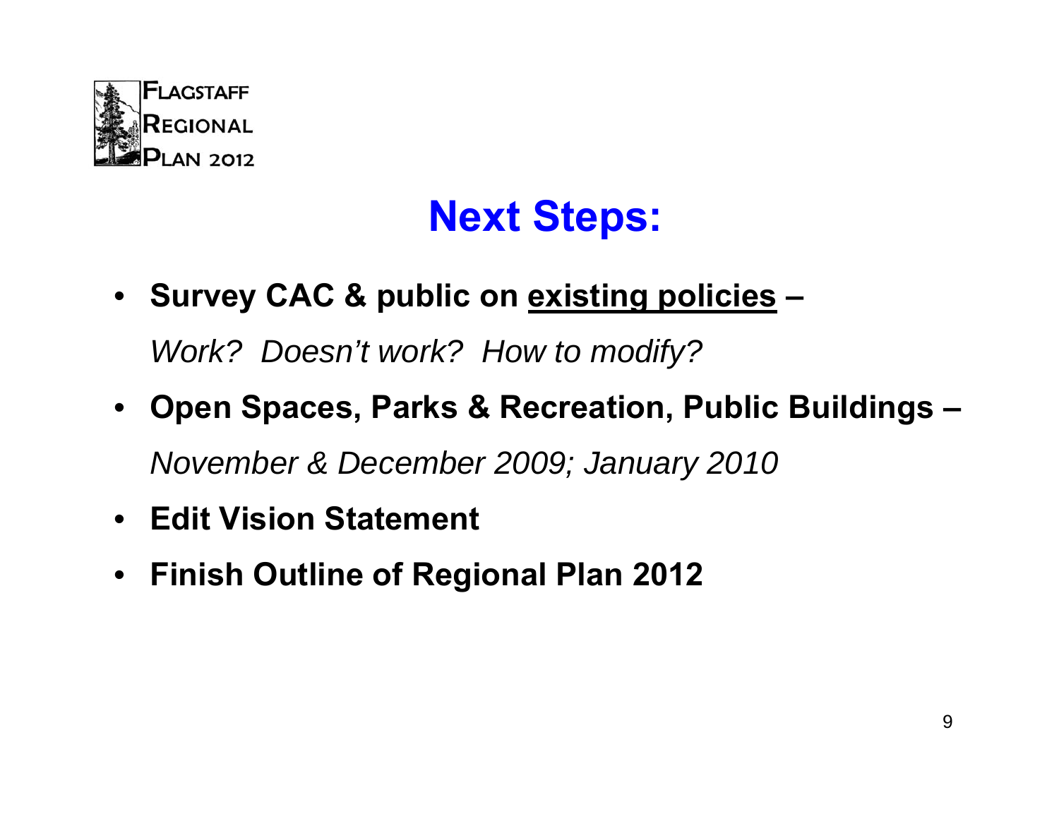FLAGSTAFF REGIONAL PLAN 2012

# Next Steps:

- **Survey CAC & public on <u>existing policies</u> –**

  *Work? Doesn't work? How to modify?*

- **Open Spaces, Parks & Recreation, Public Buildings –**

  *November & December 2009; January 2010*

- **Edit Vision Statement**
- **Finish Outline of Regional Plan 2012**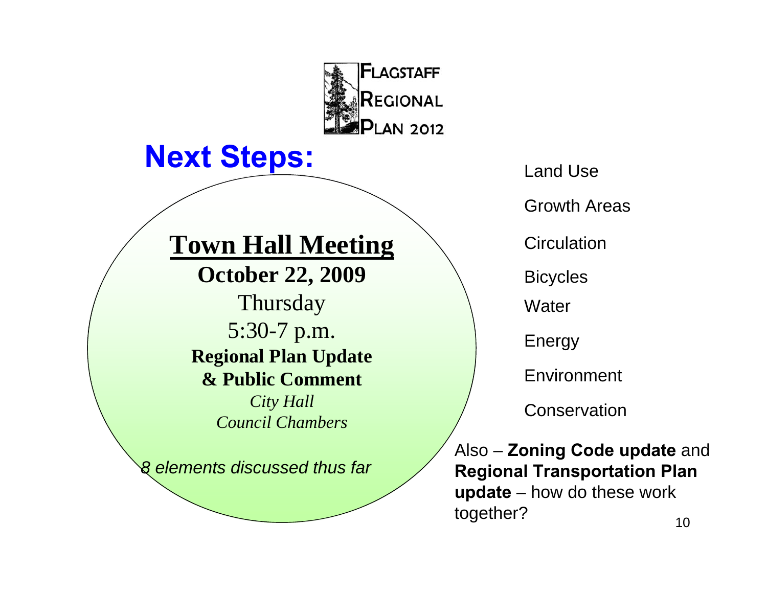FLAGSTAFF REGIONAL PLAN 2012

# Next Steps:

## Town Hall Meeting

**October 22, 2009**

Thursday

5:30-7 p.m.

**Regional Plan Update**
**& Public Comment**

*City Hall*
*Council Chambers*

*8 elements discussed thus far*

- Land Use
- Growth Areas
- Circulation
- Bicycles
- Water
- Energy
- Environment
- Conservation

Also – **Zoning Code update** and **Regional Transportation Plan update** – how do these work together?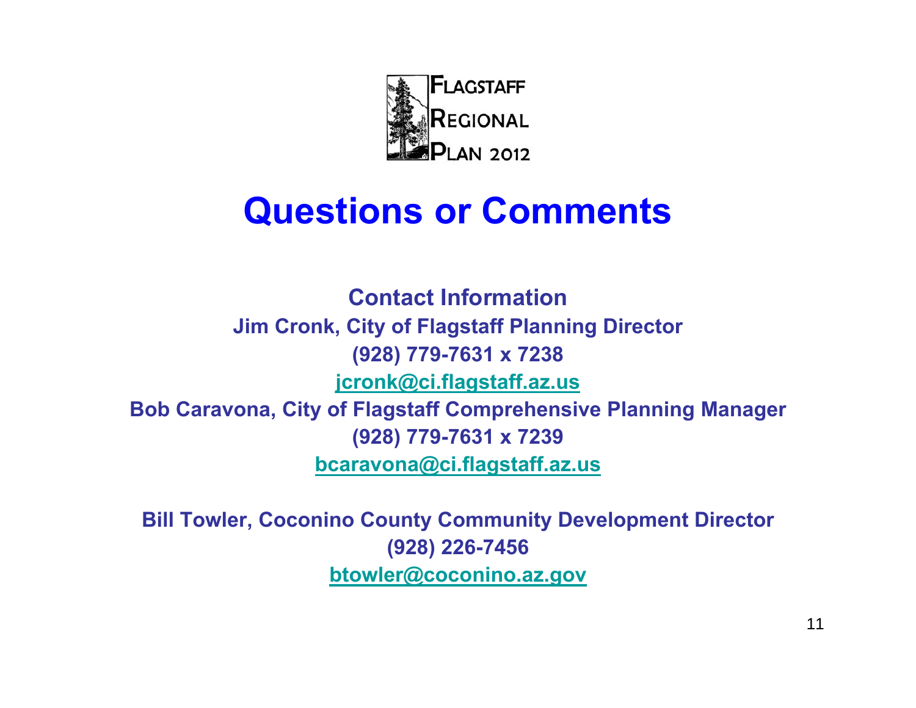FLAGSTAFF REGIONAL PLAN 2012

# Questions or Comments

**Contact Information**

**Jim Cronk, City of Flagstaff Planning Director**
**(928) 779-7631 x 7238**
**jcronk@ci.flagstaff.az.us**

**Bob Caravona, City of Flagstaff Comprehensive Planning Manager**
**(928) 779-7631 x 7239**
**bcaravona@ci.flagstaff.az.us**

**Bill Towler, Coconino County Community Development Director**
**(928) 226-7456**
**btowler@coconino.az.gov**